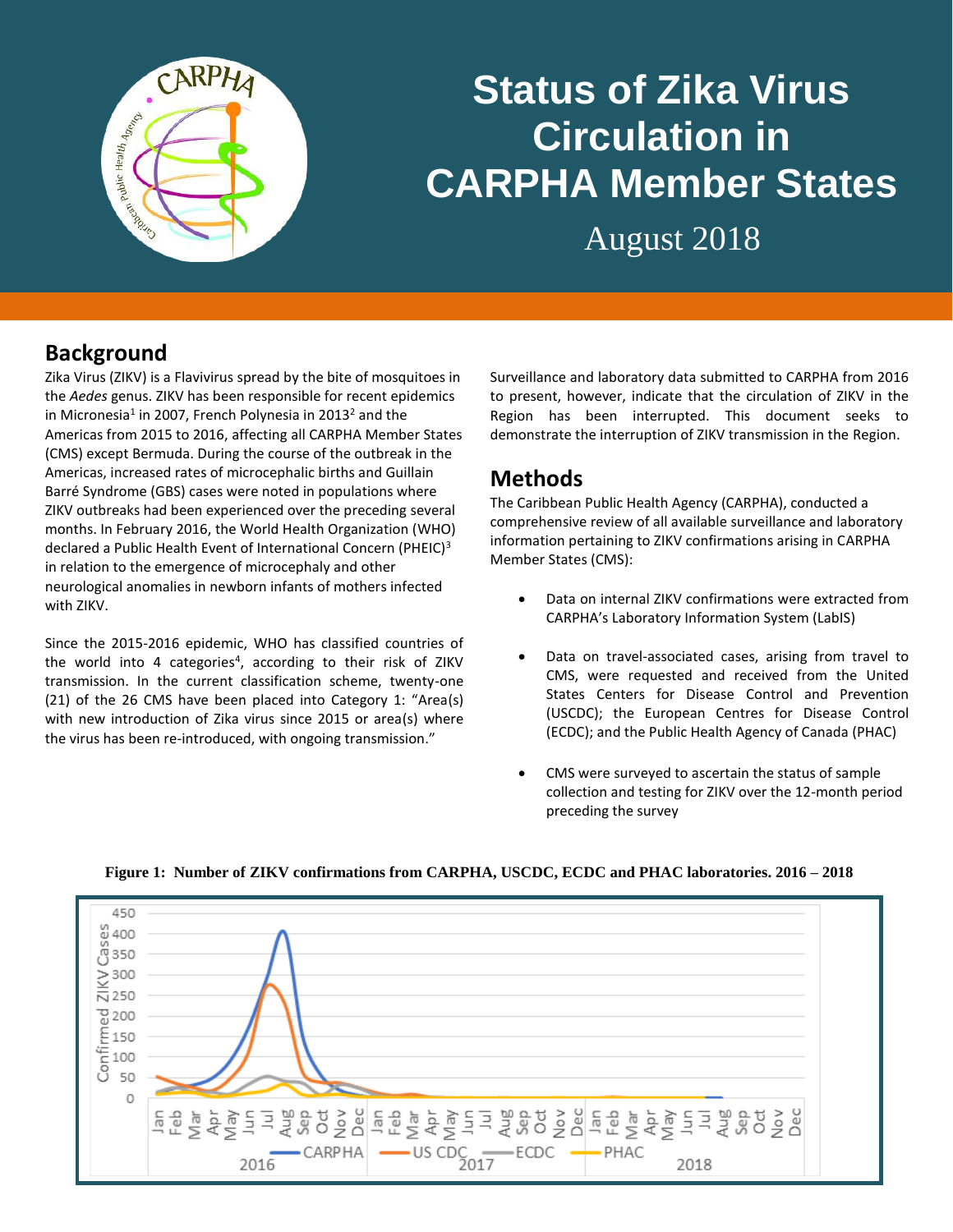# Status of Zika Virus Circulation in CARPHA Member States

August 2018

## Background

Zika Virus (ZIKV) is a Flavivirus spread by the bite of mosquitoes in the *Aedes* genus. ZIKV has been responsible for recent epidemics in Micronesia[1] in 2007, French Polynesia in 2013[2] and the Americas from 2015 to 2016, affecting all CARPHA Member States (CMS) except Bermuda. During the course of the outbreak in the Americas, increased rates of microcephalic births and Guillain Barré Syndrome (GBS) cases were noted in populations where ZIKV outbreaks had been experienced over the preceding several months. In February 2016, the World Health Organization (WHO) declared a Public Health Event of International Concern (PHEIC)[3] in relation to the emergence of microcephaly and other neurological anomalies in newborn infants of mothers infected with ZIKV.

Since the 2015-2016 epidemic, WHO has classified countries of the world into 4 categories[4], according to their risk of ZIKV transmission. In the current classification scheme, twenty-one (21) of the 26 CMS have been placed into Category 1: "Area(s) with new introduction of Zika virus since 2015 or area(s) where the virus has been re-introduced, with ongoing transmission."

Surveillance and laboratory data submitted to CARPHA from 2016 to present, however, indicate that the circulation of ZIKV in the Region has been interrupted. This document seeks to demonstrate the interruption of ZIKV transmission in the Region.

## Methods

The Caribbean Public Health Agency (CARPHA), conducted a comprehensive review of all available surveillance and laboratory information pertaining to ZIKV confirmations arising in CARPHA Member States (CMS):

- Data on internal ZIKV confirmations were extracted from CARPHA's Laboratory Information System (LabIS)
- Data on travel-associated cases, arising from travel to CMS, were requested and received from the United States Centers for Disease Control and Prevention (USCDC); the European Centres for Disease Control (ECDC); and the Public Health Agency of Canada (PHAC)
- CMS were surveyed to ascertain the status of sample collection and testing for ZIKV over the 12-month period preceding the survey

**Figure 1: Number of ZIKV confirmations from CARPHA, USCDC, ECDC and PHAC laboratories. 2016 – 2018**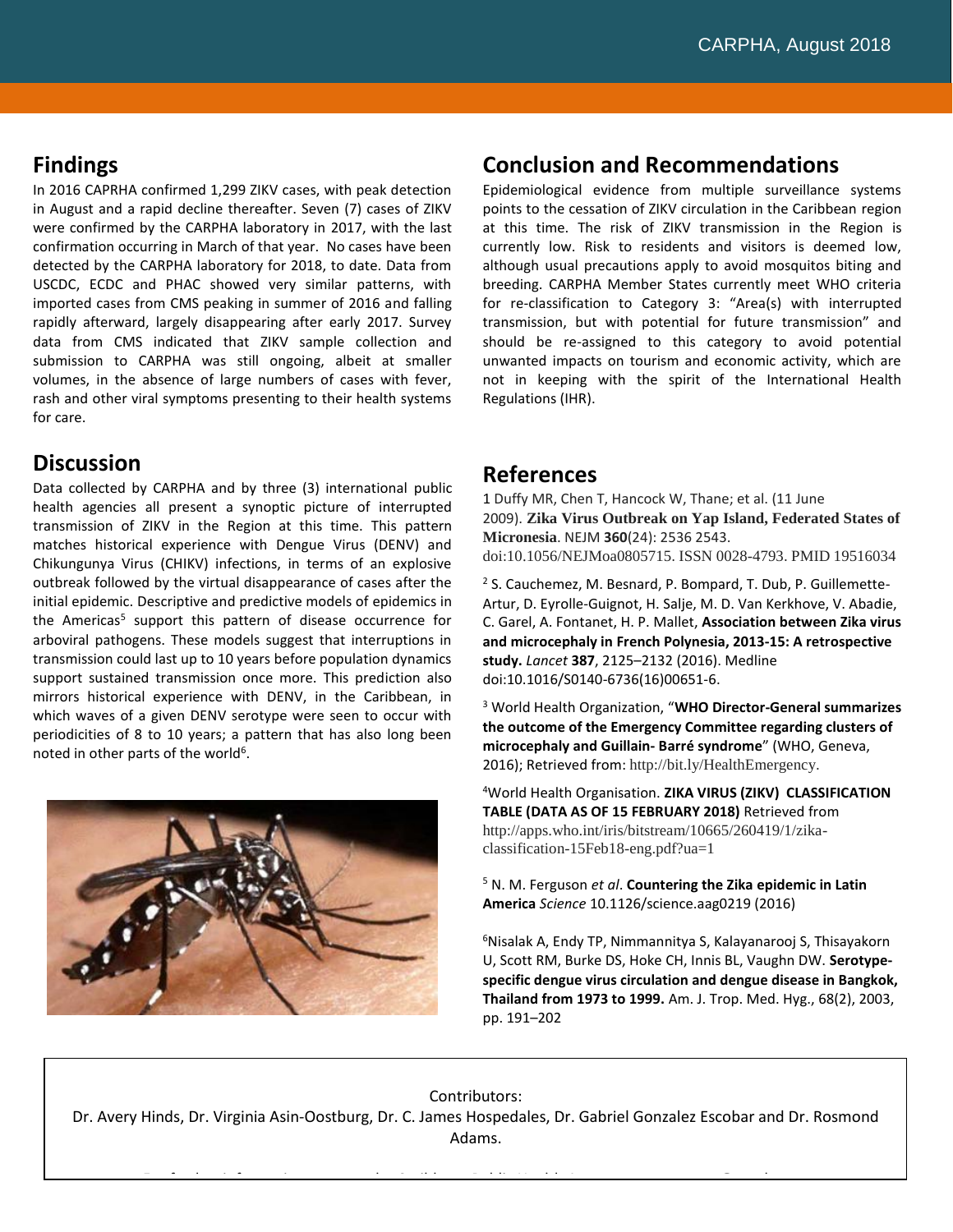## Findings

In 2016 CAPRHA confirmed 1,299 ZIKV cases, with peak detection in August and a rapid decline thereafter. Seven (7) cases of ZIKV were confirmed by the CARPHA laboratory in 2017, with the last confirmation occurring in March of that year. No cases have been detected by the CARPHA laboratory for 2018, to date. Data from USCDC, ECDC and PHAC showed very similar patterns, with imported cases from CMS peaking in summer of 2016 and falling rapidly afterward, largely disappearing after early 2017. Survey data from CMS indicated that ZIKV sample collection and submission to CARPHA was still ongoing, albeit at smaller volumes, in the absence of large numbers of cases with fever, rash and other viral symptoms presenting to their health systems for care.

## Discussion

Data collected by CARPHA and by three (3) international public health agencies all present a synoptic picture of interrupted transmission of ZIKV in the Region at this time. This pattern matches historical experience with Dengue Virus (DENV) and Chikungunya Virus (CHIKV) infections, in terms of an explosive outbreak followed by the virtual disappearance of cases after the initial epidemic. Descriptive and predictive models of epidemics in the Americas[5] support this pattern of disease occurrence for arboviral pathogens. These models suggest that interruptions in transmission could last up to 10 years before population dynamics support sustained transmission once more. This prediction also mirrors historical experience with DENV, in the Caribbean, in which waves of a given DENV serotype were seen to occur with periodicities of 8 to 10 years; a pattern that has also long been noted in other parts of the world[6].

## Conclusion and Recommendations

Epidemiological evidence from multiple surveillance systems points to the cessation of ZIKV circulation in the Caribbean region at this time. The risk of ZIKV transmission in the Region is currently low. Risk to residents and visitors is deemed low, although usual precautions apply to avoid mosquitos biting and breeding. CARPHA Member States currently meet WHO criteria for re-classification to Category 3: "Area(s) with interrupted transmission, but with potential for future transmission" and should be re-assigned to this category to avoid potential unwanted impacts on tourism and economic activity, which are not in keeping with the spirit of the International Health Regulations (IHR).

## References

1 Duffy MR, Chen T, Hancock W, Thane; et al. (11 June 2009). **Zika Virus Outbreak on Yap Island, Federated States of Micronesia**. NEJM **360**(24): 2536 2543. doi:10.1056/NEJMoa0805715. ISSN 0028-4793. PMID 19516034

[2] S. Cauchemez, M. Besnard, P. Bompard, T. Dub, P. Guillemette-Artur, D. Eyrolle-Guignot, H. Salje, M. D. Van Kerkhove, V. Abadie, C. Garel, A. Fontanet, H. P. Mallet, **Association between Zika virus and microcephaly in French Polynesia, 2013-15: A retrospective study.** *Lancet* **387**, 2125–2132 (2016). Medline doi:10.1016/S0140-6736(16)00651-6.

[3] World Health Organization, "**WHO Director-General summarizes the outcome of the Emergency Committee regarding clusters of microcephaly and Guillain- Barré syndrome**" (WHO, Geneva, 2016); Retrieved from: http://bit.ly/HealthEmergency.

[4]World Health Organisation. **ZIKA VIRUS (ZIKV) CLASSIFICATION TABLE (DATA AS OF 15 FEBRUARY 2018)** Retrieved from http://apps.who.int/iris/bitstream/10665/260419/1/zika-classification-15Feb18-eng.pdf?ua=1

[5] N. M. Ferguson *et al*. **Countering the Zika epidemic in Latin America** *Science* 10.1126/science.aag0219 (2016)

[6]Nisalak A, Endy TP, Nimmannitya S, Kalayanarooj S, Thisayakorn U, Scott RM, Burke DS, Hoke CH, Innis BL, Vaughn DW. **Serotype-specific dengue virus circulation and dengue disease in Bangkok, Thailand from 1973 to 1999.** Am. J. Trop. Med. Hyg., 68(2), 2003, pp. 191–202

Contributors:
Dr. Avery Hinds, Dr. Virginia Asin-Oostburg, Dr. C. James Hospedales, Dr. Gabriel Gonzalez Escobar and Dr. Rosmond Adams.